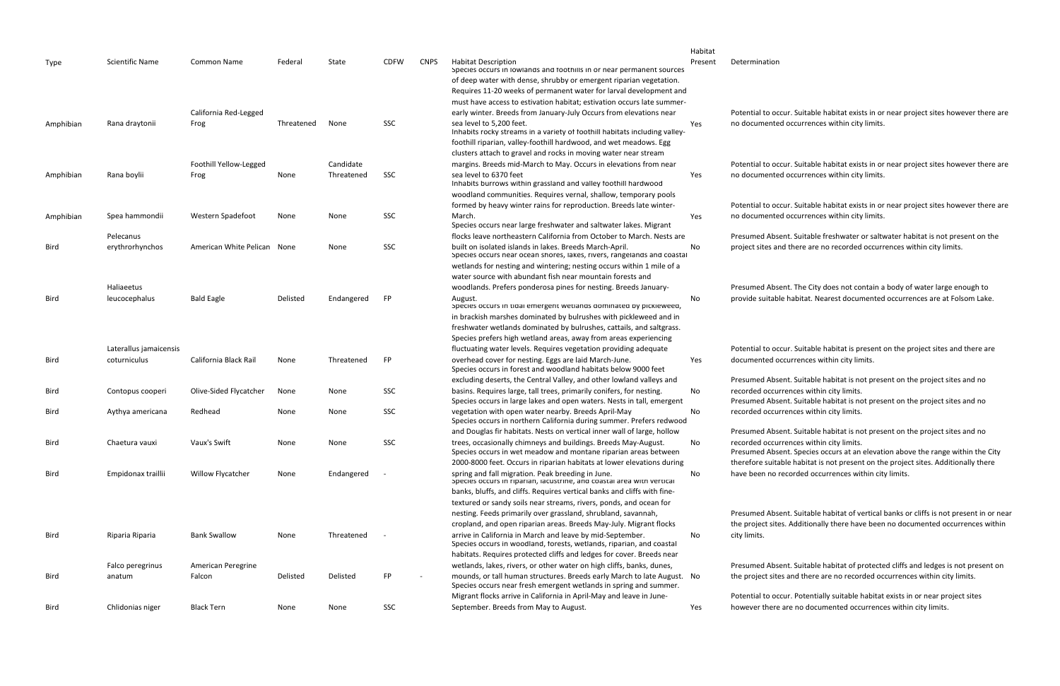| Type | Scientific Name | Common Name | Federal | State | CDFW | CNPS | Habitat Description | Habitat Present | Determination |
|---|---|---|---|---|---|---|---|---|---|
| Amphibian | Rana draytonii | California Red-Legged Frog | Threatened | None | SSC | | Species occurs in lowlands and foothills in or near permanent sources of deep water with dense, shrubby or emergent riparian vegetation. Requires 11-20 weeks of permanent water for larval development and must have access to estivation habitat; estivation occurs late summer-early winter. Breeds from January-July Occurs from elevations near sea level to 5,200 feet. | Yes | Potential to occur. Suitable habitat exists in or near project sites however there are no documented occurrences within city limits. |
| Amphibian | Rana boylii | Foothill Yellow-Legged Frog | None | Candidate Threatened | SSC | | Inhabits rocky streams in a variety of foothill habitats including valley-foothill riparian, valley-foothill hardwood, and wet meadows. Egg clusters attach to gravel and rocks in moving water near stream margins. Breeds mid-March to May. Occurs in elevations from near sea level to 6370 feet | Yes | Potential to occur. Suitable habitat exists in or near project sites however there are no documented occurrences within city limits. |
| Amphibian | Spea hammondii | Western Spadefoot | None | None | SSC | | Inhabits burrows within grassland and valley foothill hardwood woodland communities. Requires vernal, shallow, temporary pools formed by heavy winter rains for reproduction. Breeds late winter-March. | Yes | Potential to occur. Suitable habitat exists in or near project sites however there are no documented occurrences within city limits. |
| Bird | Pelecanus erythrorhynchos | American White Pelican | None | None | SSC | | Species occurs near large freshwater and saltwater lakes. Migrant flocks leave northeastern California from October to March. Nests are built on isolated islands in lakes. Breeds March-April. | No | Presumed Absent. Suitable freshwater or saltwater habitat is not present on the project sites and there are no recorded occurrences within city limits. |
| Bird | Haliaeetus leucocephalus | Bald Eagle | Delisted | Endangered | FP | | Species occurs near ocean shores, lakes, rivers, rangelands and coastal wetlands for nesting and wintering; nesting occurs within 1 mile of a water source with abundant fish near mountain forests and woodlands. Prefers ponderosa pines for nesting. Breeds January-August. | No | Presumed Absent. The City does not contain a body of water large enough to provide suitable habitat. Nearest documented occurrences are at Folsom Lake. |
| Bird | Laterallus jamaicensis coturniculus | California Black Rail | None | Threatened | FP | | Species occurs in tidal emergent wetlands dominated by pickleweed, in brackish marshes dominated by bulrushes with pickleweed and in freshwater wetlands dominated by bulrushes, cattails, and saltgrass. Species prefers high wetland areas, away from areas experiencing fluctuating water levels. Requires vegetation providing adequate overhead cover for nesting. Eggs are laid March-June. | Yes | Potential to occur. Suitable habitat is present on the project sites and there are documented occurrences within city limits. |
| Bird | Contopus cooperi | Olive-Sided Flycatcher | None | None | SSC | | Species occurs in forest and woodland habitats below 9000 feet excluding deserts, the Central Valley, and other lowland valleys and basins. Requires large, tall trees, primarily conifers, for nesting. | No | Presumed Absent. Suitable habitat is not present on the project sites and no recorded occurrences within city limits. |
| Bird | Aythya americana | Redhead | None | None | SSC | | Species occurs in large lakes and open waters. Nests in tall, emergent vegetation with open water nearby. Breeds April-May | No | Presumed Absent. Suitable habitat is not present on the project sites and no recorded occurrences within city limits. |
| Bird | Chaetura vauxi | Vaux's Swift | None | None | SSC | | Species occurs in northern California during summer. Prefers redwood and Douglas fir habitats. Nests on vertical inner wall of large, hollow trees, occasionally chimneys and buildings. Breeds May-August. | No | Presumed Absent. Suitable habitat is not present on the project sites and no recorded occurrences within city limits. |
| Bird | Empidonax traillii | Willow Flycatcher | None | Endangered | - | | Species occurs in wet meadow and montane riparian areas between 2000-8000 feet. Occurs in riparian habitats at lower elevations during spring and fall migration. Peak breeding in June. | No | Presumed Absent. Species occurs at an elevation above the range within the City therefore suitable habitat is not present on the project sites. Additionally there have been no recorded occurrences within city limits. |
| Bird | Riparia Riparia | Bank Swallow | None | Threatened | - | | Species occurs in riparian, lacustrine, and coastal area with vertical banks, bluffs, and cliffs. Requires vertical banks and cliffs with fine-textured or sandy soils near streams, rivers, ponds, and ocean for nesting. Feeds primarily over grassland, shrubland, savannah, cropland, and open riparian areas. Breeds May-July. Migrant flocks arrive in California in March and leave by mid-September. | No | Presumed Absent. Suitable habitat of vertical banks or cliffs is not present in or near the project sites. Additionally there have been no documented occurrences within city limits. |
| Bird | Falco peregrinus anatum | American Peregrine Falcon | Delisted | Delisted | FP | - | Species occurs in woodland, forests, wetlands, riparian, and coastal habitats. Requires protected cliffs and ledges for cover. Breeds near wetlands, lakes, rivers, or other water on high cliffs, banks, dunes, mounds, or tall human structures. Breeds early March to late August. | No | Presumed Absent. Suitable habitat of protected cliffs and ledges is not present on the project sites and there are no recorded occurrences within city limits. |
| Bird | Chlidonias niger | Black Tern | None | None | SSC | | Species occurs near fresh emergent wetlands in spring and summer. Migrant flocks arrive in California in April-May and leave in June-September. Breeds from May to August. | Yes | Potential to occur. Potentially suitable habitat exists in or near project sites however there are no documented occurrences within city limits. |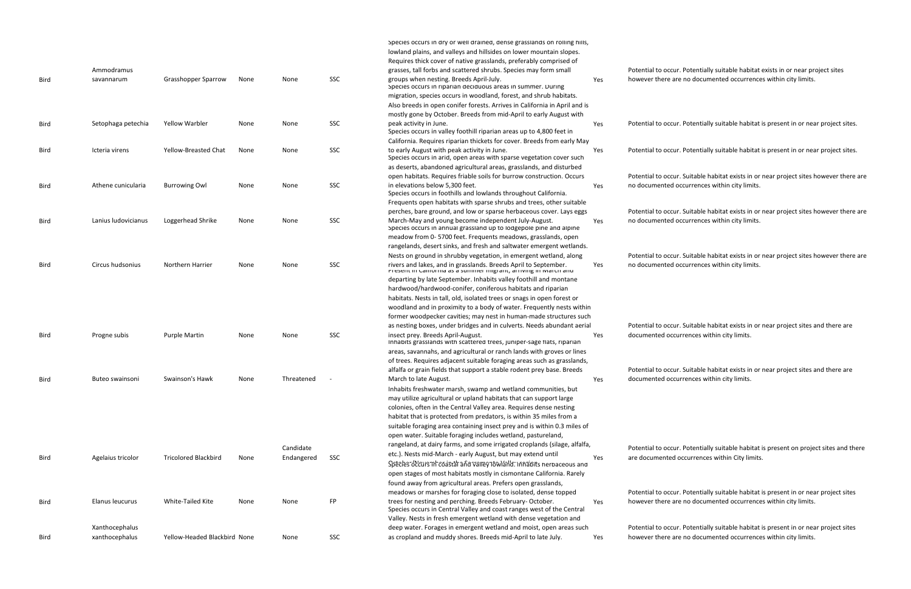| Bird | Ammodramus savannarum | Grasshopper Sparrow | None | None | SSC | Species occurs in dry or well drained, dense grasslands on rolling hills, lowland plains, and valleys and hillsides on lower mountain slopes. Requires thick cover of native grasslands, preferably comprised of grasses, tall forbs and scattered shrubs. Species may form small groups when nesting. Breeds April-July. | Yes | Potential to occur. Potentially suitable habitat exists in or near project sites however there are no documented occurrences within city limits. |
|---|---|---|---|---|---|---|---|---|
| Bird | Setophaga petechia | Yellow Warbler | None | None | SSC | Species occurs in riparian deciduous areas in summer. During migration, species occurs in woodland, forest, and shrub habitats. Also breeds in open conifer forests. Arrives in California in April and is mostly gone by October. Breeds from mid-April to early August with peak activity in June. | Yes | Potential to occur. Potentially suitable habitat is present in or near project sites. |
| Bird | Icteria virens | Yellow-Breasted Chat | None | None | SSC | Species occurs in valley foothill riparian areas up to 4,800 feet in California. Requires riparian thickets for cover. Breeds from early May to early August with peak activity in June. | Yes | Potential to occur. Potentially suitable habitat is present in or near project sites. |
| Bird | Athene cunicularia | Burrowing Owl | None | None | SSC | Species occurs in arid, open areas with sparse vegetation cover such as deserts, abandoned agricultural areas, grasslands, and disturbed open habitats. Requires friable soils for burrow construction. Occurs in elevations below 5,300 feet. | Yes | Potential to occur. Suitable habitat exists in or near project sites however there are no documented occurrences within city limits. |
| Bird | Lanius ludovicianus | Loggerhead Shrike | None | None | SSC | Species occurs in foothills and lowlands throughout California. Frequents open habitats with sparse shrubs and trees, other suitable perches, bare ground, and low or sparse herbaceous cover. Lays eggs March-May and young become independent July-August. | Yes | Potential to occur. Suitable habitat exists in or near project sites however there are no documented occurrences within city limits. |
| Bird | Circus hudsonius | Northern Harrier | None | None | SSC | Species occurs in annual grassland up to lodgepole pine and alpine meadow from 0- 5700 feet. Frequents meadows, grasslands, open rangelands, desert sinks, and fresh and saltwater emergent wetlands. Nests on ground in shrubby vegetation, in emergent wetland, along rivers and lakes, and in grasslands. Breeds April to September. | Yes | Potential to occur. Suitable habitat exists in or near project sites however there are no documented occurrences within city limits. |
| Bird | Progne subis | Purple Martin | None | None | SSC | Present in California as a summer migrant, arriving in March and departing by late September. Inhabits valley foothill and montane hardwood/hardwood-conifer, coniferous habitats and riparian habitats. Nests in tall, old, isolated trees or snags in open forest or woodland and in proximity to a body of water. Frequently nests within former woodpecker cavities; may nest in human-made structures such as nesting boxes, under bridges and in culverts. Needs abundant aerial insect prey. Breeds April-August. | Yes | Potential to occur. Suitable habitat exists in or near project sites and there are documented occurrences within city limits. |
| Bird | Buteo swainsoni | Swainson's Hawk | None | Threatened | - | Inhabits grasslands with scattered trees, juniper-sage flats, riparian areas, savannahs, and agricultural or ranch lands with groves or lines of trees. Requires adjacent suitable foraging areas such as grasslands, alfalfa or grain fields that support a stable rodent prey base. Breeds March to late August. | Yes | Potential to occur. Suitable habitat exists in or near project sites and there are documented occurrences within city limits. |
| Bird | Agelaius tricolor | Tricolored Blackbird | None | Candidate Endangered | SSC | Inhabits freshwater marsh, swamp and wetland communities, but may utilize agricultural or upland habitats that can support large colonies, often in the Central Valley area. Requires dense nesting habitat that is protected from predators, is within 35 miles from a suitable foraging area containing insect prey and is within 0.3 miles of open water. Suitable foraging includes wetland, pastureland, rangeland, at dairy farms, and some irrigated croplands (silage, alfalfa, etc.). Nests mid-March - early August, but may extend until October (Mountain) and/or Sacramento Valley regions. | Yes | Potential to occur. Potentially suitable habitat is present on project sites and there are documented occurrences within City limits. |
| Bird | Elanus leucurus | White-Tailed Kite | None | None | FP | Species occurs in coastal and valley lowland. Inhabits herbaceous and open stages of most habitats mostly in cismontane California. Rarely found away from agricultural areas. Prefers open grasslands, meadows or marshes for foraging close to isolated, dense topped trees for nesting and perching. Breeds February- October. | Yes | Potential to occur. Potentially suitable habitat is present in or near project sites however there are no documented occurrences within city limits. |
| Bird | Xanthocephalus xanthocephalus | Yellow-Headed Blackbird | None | None | SSC | Species occurs in Central Valley and coast ranges west of the Central Valley. Nests in fresh emergent wetland with dense vegetation and deep water. Forages in emergent wetland and moist, open areas such as cropland and muddy shores. Breeds mid-April to late July. | Yes | Potential to occur. Potentially suitable habitat is present in or near project sites however there are no documented occurrences within city limits. |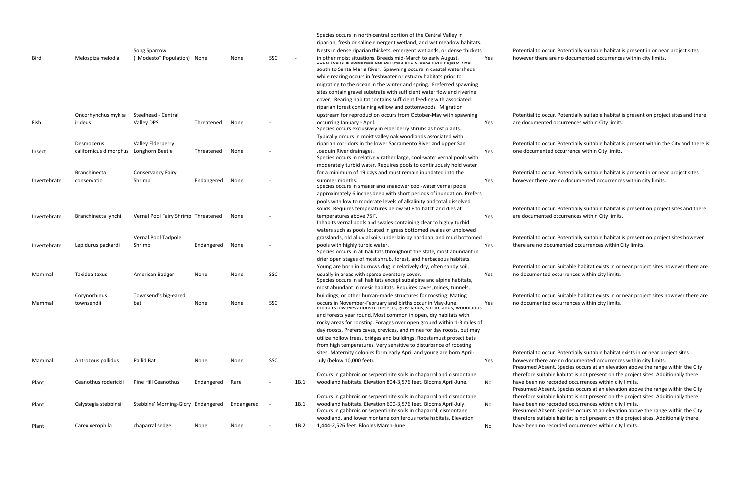| | | | | | | | | | |
|---|---|---|---|---|---|---|---|---|---|
| Bird | Melospiza melodia | Song Sparrow ("Modesto" Population) | None | None | SSC | - | Species occurs in north-central portion of the Central Valley in riparian, fresh or saline emergent wetland, and wet meadow habitats. Nests in dense riparian thickets, emergent wetlands, or dense thickets in other moist situations. Breeds mid-March to early August. | Yes | Potential to occur. Potentially suitable habitat is present in or near project sites however there are no documented occurrences within city limits. |
| Fish | Oncorhynchus mykiss irideus | Steelhead - Central Valley DPS | Threatened | None | - | | South/central steelhead utilize rivers and creeks from Pajaro River south to Santa Maria River. Spawning occurs in coastal watersheds while rearing occurs in freshwater or estuary habitats prior to migrating to the ocean in the winter and spring. Preferred spawning sites contain gravel substrate with sufficient water flow and riverine cover. Rearing habitat contains sufficient feeding with associated riparian forest containing willow and cottonwoods. Migration upstream for reproduction occurs from October-May with spawning occurring January - April. | Yes | Potential to occur. Potentially suitable habitat is present on project sites and there are documented occurrences within City limits. |
| Insect | Desmocerus californicus dimorphus | Valley Elderberry Longhorn Beetle | Threatened | None | - | | Species occurs exclusively in elderberry shrubs as host plants. Typically occurs in moist valley oak woodlands associated with riparian corridors in the lower Sacramento River and upper San Joaquin River drainages. | Yes | Potential to occur. Potentially suitable habitat is present within the City and there is one documented occurrence within City limits. |
| Invertebrate | Branchinecta conservatio | Conservancy Fairy Shrimp | Endangered | None | - | | Species occurs in relatively rather large, cool-water vernal pools with moderately turbid water. Requires pools to continuously hold water for a minimum of 19 days and must remain inundated into the summer months. | Yes | Potential to occur. Potentially suitable habitat is present in or near project sites however there are no documented occurrences within city limits. |
| Invertebrate | Branchinecta lynchi | Vernal Pool Fairy Shrimp | Threatened | None | - | | Species occurs in smaller and shallower cool-water vernal pools approximately 6 inches deep with short periods of inundation. Prefers pools with low to moderate levels of alkalinity and total dissolved solids. Requires temperatures below 50 F to hatch and dies at temperatures above 75 F. | Yes | Potential to occur. Potentially suitable habitat is present on project sites and there are documented occurrences within City limits. |
| Invertebrate | Lepidurus packardi | Vernal Pool Tadpole Shrimp | Endangered | None | - | | Inhabits vernal pools and swales containing clear to highly turbid waters such as pools located in grass bottomed swales of unplowed grasslands, old alluvial soils underlain by hardpan, and mud bottomed pools with highly turbid water. | Yes | Potential to occur. Potentially suitable habitat is present on project sites however there are no documented occurrences within City limits. |
| Mammal | Taxidea taxus | American Badger | None | None | SSC | | Species occurs in all habitats throughout the state, most abundant in drier open stages of most shrub, forest, and herbaceous habitats. Young are born in burrows dug in relatively dry, often sandy soil, usually in areas with sparse overstory cover. | Yes | Potential to occur. Suitable habitat exists in or near project sites however there are no documented occurrences within city limits. |
| Mammal | Corynorhinus townsendii | Townsend's big-eared bat | None | None | SSC | | Species occurs in all habitats except subalpine and alpine habitats, most abundant in mesic habitats. Requires caves, mines, tunnels, buildings, or other human-made structures for roosting. Mating occurs in November-February and births occur in May-June. | Yes | Potential to occur. Suitable habitat exists in or near project sites however there are no documented occurrences within city limits. |
| Mammal | Antrozous pallidus | Pallid Bat | None | None | SSC | | Inhabits low elevations of deserts, grasslands, shrub lands, woodlands and forests year round. Most common in open, dry habitats with rocky areas for roosting. Forages over open ground within 1-3 miles of day roosts. Prefers caves, crevices, and mines for day roosts, but may utilize hollow trees, bridges and buildings. Roosts must protect bats from high temperatures. Very sensitive to disturbance of roosting sites. Maternity colonies form early April and young are born April-July (below 10,000 feet). | Yes | Potential to occur. Potentially suitable habitat exists in or near project sites however there are no documented occurrences within city limits. |
| Plant | Ceanothus roderickii | Pine Hill Ceanothus | Endangered | Rare | - | 1B.1 | Occurs in gabbroic or serpentinite soils in chaparral and cismontane woodland habitats. Elevation 804-3,576 feet. Blooms April-June. | No | Presumed Absent. Species occurs at an elevation above the range within the City therefore suitable habitat is not present on the project sites. Additionally there have been no recorded occurrences within city limits. |
| Plant | Calystegia stebbinsii | Stebbins' Morning-Glory | Endangered | Endangered | - | 1B.1 | Occurs in gabbroic or serpentinite soils in chaparral and cismontane woodland habitats. Elevation 600-3,576 feet. Blooms April-July. | No | Presumed Absent. Species occurs at an elevation above the range within the City therefore suitable habitat is not present on the project sites. Additionally there have been no recorded occurrences within city limits. |
| Plant | Carex xerophila | chaparral sedge | None | None | - | 1B.2 | Occurs in gabbroic or serpentinite soils in chaparral, cismontane woodland, and lower montane coniferous forte habitats. Elevation 1,444-2,526 feet. Blooms March-June | No | Presumed Absent. Species occurs at an elevation above the range within the City therefore suitable habitat is not present on the project sites. Additionally there have been no recorded occurrences within city limits. |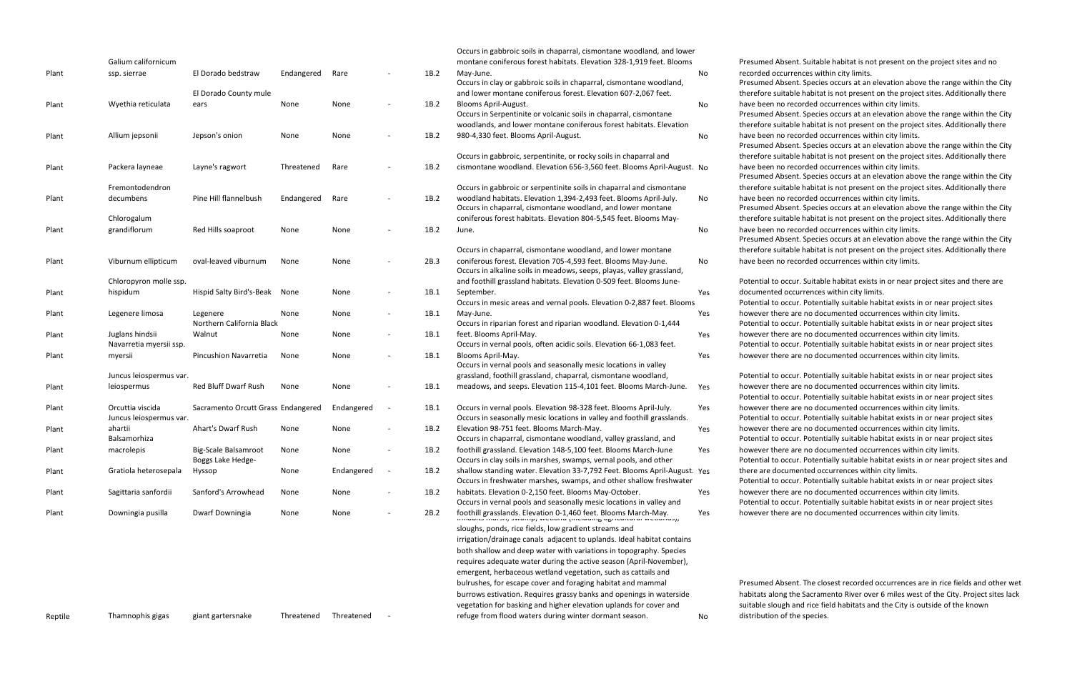| Plant | Galium californicum ssp. sierrae | El Dorado bedstraw | Endangered | Rare | - | 1B.2 | Occurs in gabbroic soils in chaparral, cismontane woodland, and lower montane coniferous forest habitats. Elevation 328-1,919 feet. Blooms May-June. | No | Presumed Absent. Suitable habitat is not present on the project sites and no recorded occurrences within city limits. |
|---|---|---|---|---|---|---|---|---|---|
| Plant | Wyethia reticulata | El Dorado County mule ears | None | None | - | 1B.2 | Occurs in clay or gabbroic soils in chaparral, cismontane woodland, and lower montane coniferous forest. Elevation 607-2,067 feet. Blooms April-August. | No | Presumed Absent. Species occurs at an elevation above the range within the City therefore suitable habitat is not present on the project sites. Additionally there have been no recorded occurrences within city limits. |
| Plant | Allium jepsonii | Jepson's onion | None | None | - | 1B.2 | Occurs in Serpentinite or volcanic soils in chaparral, cismontane woodlands, and lower montane coniferous forest habitats. Elevation 980-4,330 feet. Blooms April-August. | No | Presumed Absent. Species occurs at an elevation above the range within the City therefore suitable habitat is not present on the project sites. Additionally there have been no recorded occurrences within city limits. |
| Plant | Packera layneae | Layne's ragwort | Threatened | Rare | - | 1B.2 | Occurs in gabbroic, serpentinite, or rocky soils in chaparral and cismontane woodland. Elevation 656-3,560 feet. Blooms April-August. | No | Presumed Absent. Species occurs at an elevation above the range within the City therefore suitable habitat is not present on the project sites. Additionally there have been no recorded occurrences within city limits. |
| Plant | Fremontodendron decumbens | Pine Hill flannelbush | Endangered | Rare | - | 1B.2 | Occurs in gabbroic or serpentinite soils in chaparral and cismontane woodland habitats. Elevation 1,394-2,493 feet. Blooms April-July. | No | Presumed Absent. Species occurs at an elevation above the range within the City therefore suitable habitat is not present on the project sites. Additionally there have been no recorded occurrences within city limits. |
| Plant | Chlorogalum grandiflorum | Red Hills soaproot | None | None | - | 1B.2 | Occurs in chaparral, cismontane woodland, and lower montane coniferous forest habitats. Elevation 804-5,545 feet. Blooms May-June. | No | Presumed Absent. Species occurs at an elevation above the range within the City therefore suitable habitat is not present on the project sites. Additionally there have been no recorded occurrences within city limits. |
| Plant | Viburnum ellipticum | oval-leaved viburnum | None | None | - | 2B.3 | Occurs in chaparral, cismontane woodland, and lower montane coniferous forest. Elevation 705-4,593 feet. Blooms May-June. | No | Presumed Absent. Species occurs at an elevation above the range within the City therefore suitable habitat is not present on the project sites. Additionally there have been no recorded occurrences within city limits. |
| Plant | Chloropyron molle ssp. hispidum | Hispid Salty Bird's-Beak | None | None | - | 1B.1 | Occurs in alkaline soils in meadows, seeps, playas, valley grassland, and foothill grassland habitats. Elevation 0-509 feet. Blooms June-September. | Yes | Potential to occur. Suitable habitat exists in or near project sites and there are documented occurrences within city limits. |
| Plant | Legenere limosa | Legenere | None | None | - | 1B.1 | Occurs in mesic areas and vernal pools. Elevation 0-2,887 feet. Blooms May-June. | Yes | Potential to occur. Potentially suitable habitat exists in or near project sites however there are no documented occurrences within city limits. |
| Plant | Juglans hindsii | Northern California Black Walnut | None | None | - | 1B.1 | Occurs in riparian forest and riparian woodland. Elevation 0-1,444 feet. Blooms April-May. | Yes | Potential to occur. Potentially suitable habitat exists in or near project sites however there are no documented occurrences within city limits. |
| Plant | Navarretia myersii ssp. myersii | Pincushion Navarretia | None | None | - | 1B.1 | Occurs in vernal pools, often acidic soils. Elevation 66-1,083 feet. Blooms April-May. | Yes | Potential to occur. Potentially suitable habitat exists in or near project sites however there are no documented occurrences within city limits. |
| Plant | Juncus leiospermus var. leiospermus | Red Bluff Dwarf Rush | None | None | - | 1B.1 | Occurs in vernal pools and seasonally mesic locations in valley grassland, foothill grassland, chaparral, cismontane woodland, meadows, and seeps. Elevation 115-4,101 feet. Blooms March-June. | Yes | Potential to occur. Potentially suitable habitat exists in or near project sites however there are no documented occurrences within city limits. |
| Plant | Orcuttia viscida | Sacramento Orcutt Grass | Endangered | Endangered | - | 1B.1 | Occurs in vernal pools. Elevation 98-328 feet. Blooms April-July. | Yes | Potential to occur. Potentially suitable habitat exists in or near project sites however there are no documented occurrences within city limits. |
| Plant | Juncus leiospermus var. ahartii | Ahart's Dwarf Rush | None | None | - | 1B.2 | Occurs in seasonally mesic locations in valley and foothill grasslands. Elevation 98-751 feet. Blooms March-May. | Yes | Potential to occur. Potentially suitable habitat exists in or near project sites however there are no documented occurrences within city limits. |
| Plant | Balsamorhiza macrolepis | Big-Scale Balsamroot | None | None | - | 1B.2 | Occurs in chaparral, cismontane woodland, valley grassland, and foothill grassland. Elevation 148-5,100 feet. Blooms March-June | Yes | Potential to occur. Potentially suitable habitat exists in or near project sites however there are no documented occurrences within city limits. |
| Plant | Gratiola heterosepala | Boggs Lake Hedge-Hyssop | None | Endangered | - | 1B.2 | Occurs in clay soils in marshes, swamps, vernal pools, and other shallow standing water. Elevation 33-7,792 Feet. Blooms April-August. | Yes | Potential to occur. Potentially suitable habitat exists in or near project sites and there are documented occurrences within city limits. |
| Plant | Sagittaria sanfordii | Sanford's Arrowhead | None | None | - | 1B.2 | Occurs in freshwater marshes, swamps, and other shallow freshwater habitats. Elevation 0-2,150 feet. Blooms May-October. | Yes | Potential to occur. Potentially suitable habitat exists in or near project sites however there are no documented occurrences within city limits. |
| Plant | Downingia pusilla | Dwarf Downingia | None | None | - | 2B.2 | Occurs in vernal pools and seasonally mesic locations in valley and foothill grasslands. Elevation 0-1,460 feet. Blooms March-May. | Yes | Potential to occur. Potentially suitable habitat exists in or near project sites however there are no documented occurrences within city limits. |
| Reptile | Thamnophis gigas | giant gartersnake | Threatened | Threatened | - | | Inhabits marsh, swamp, wetland (including agricultural wetlands), sloughs, ponds, rice fields, low gradient streams and irrigation/drainage canals adjacent to uplands. Ideal habitat contains both shallow and deep water with variations in topography. Species requires adequate water during the active season (April-November), emergent, herbaceous wetland vegetation, such as cattails and bulrushes, for escape cover and foraging habitat and mammal burrows estivation. Requires grassy banks and openings in waterside vegetation for basking and higher elevation uplands for cover and refuge from flood waters during winter dormant season. | No | Presumed Absent. The closest recorded occurrences are in rice fields and other wet habitats along the Sacramento River over 6 miles west of the City. Project sites lack suitable slough and rice field habitats and the City is outside of the known distribution of the species. |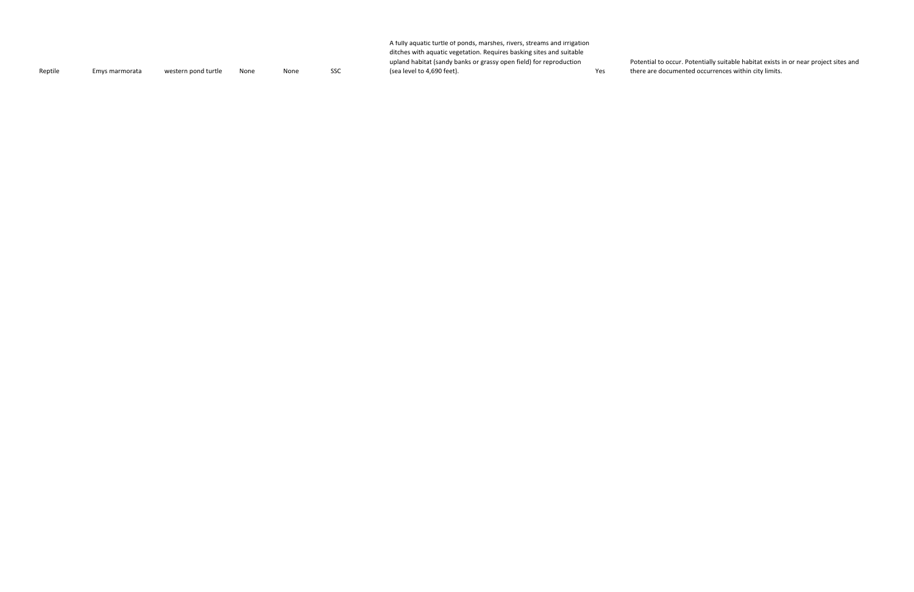| | | | | | | | | |
|---|---|---|---|---|---|---|---|---|
| Reptile | Emys marmorata | western pond turtle | None | None | SSC | A fully aquatic turtle of ponds, marshes, rivers, streams and irrigation ditches with aquatic vegetation. Requires basking sites and suitable upland habitat (sandy banks or grassy open field) for reproduction (sea level to 4,690 feet). | Yes | Potential to occur. Potentially suitable habitat exists in or near project sites and there are documented occurrences within city limits. |